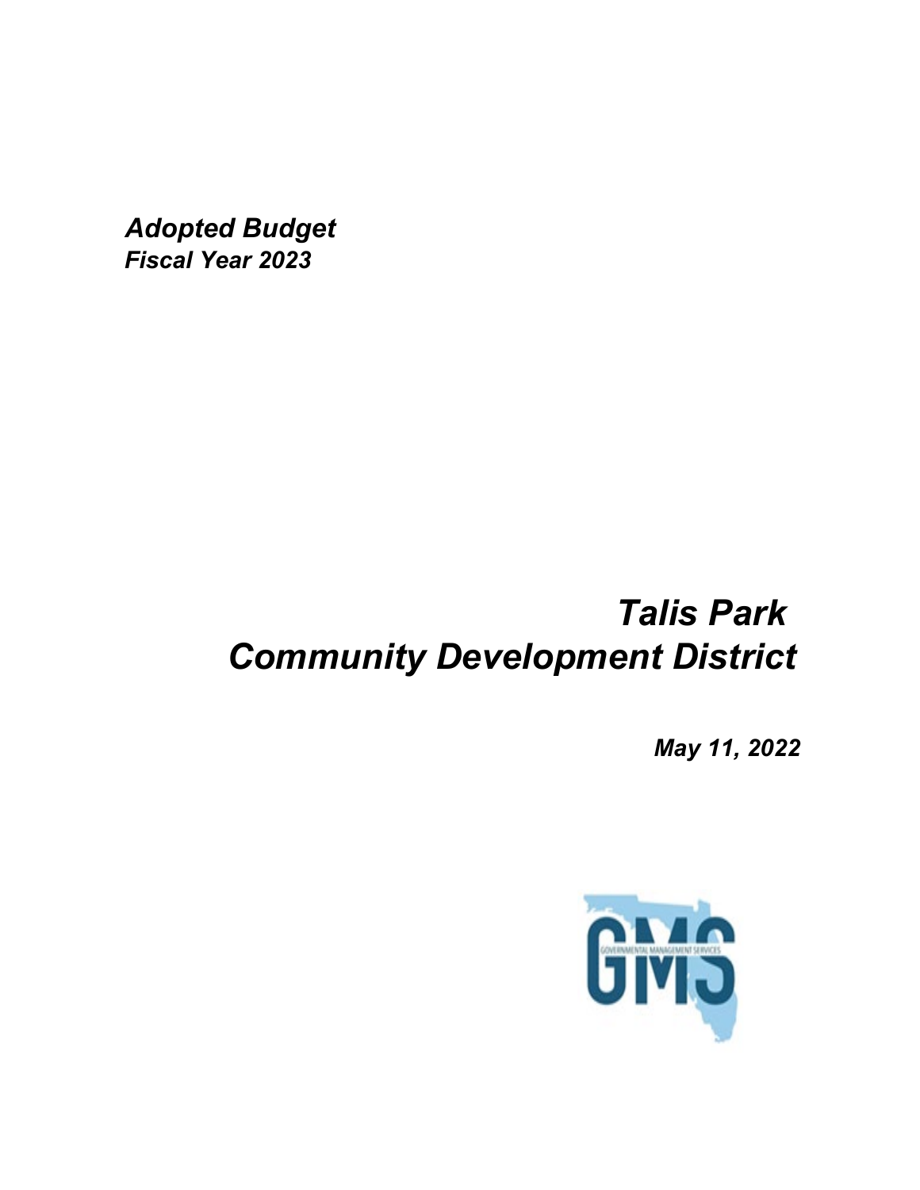***Adopted Budget***
***Fiscal Year 2023***

# *Talis Park Community Development District*

***May 11, 2022***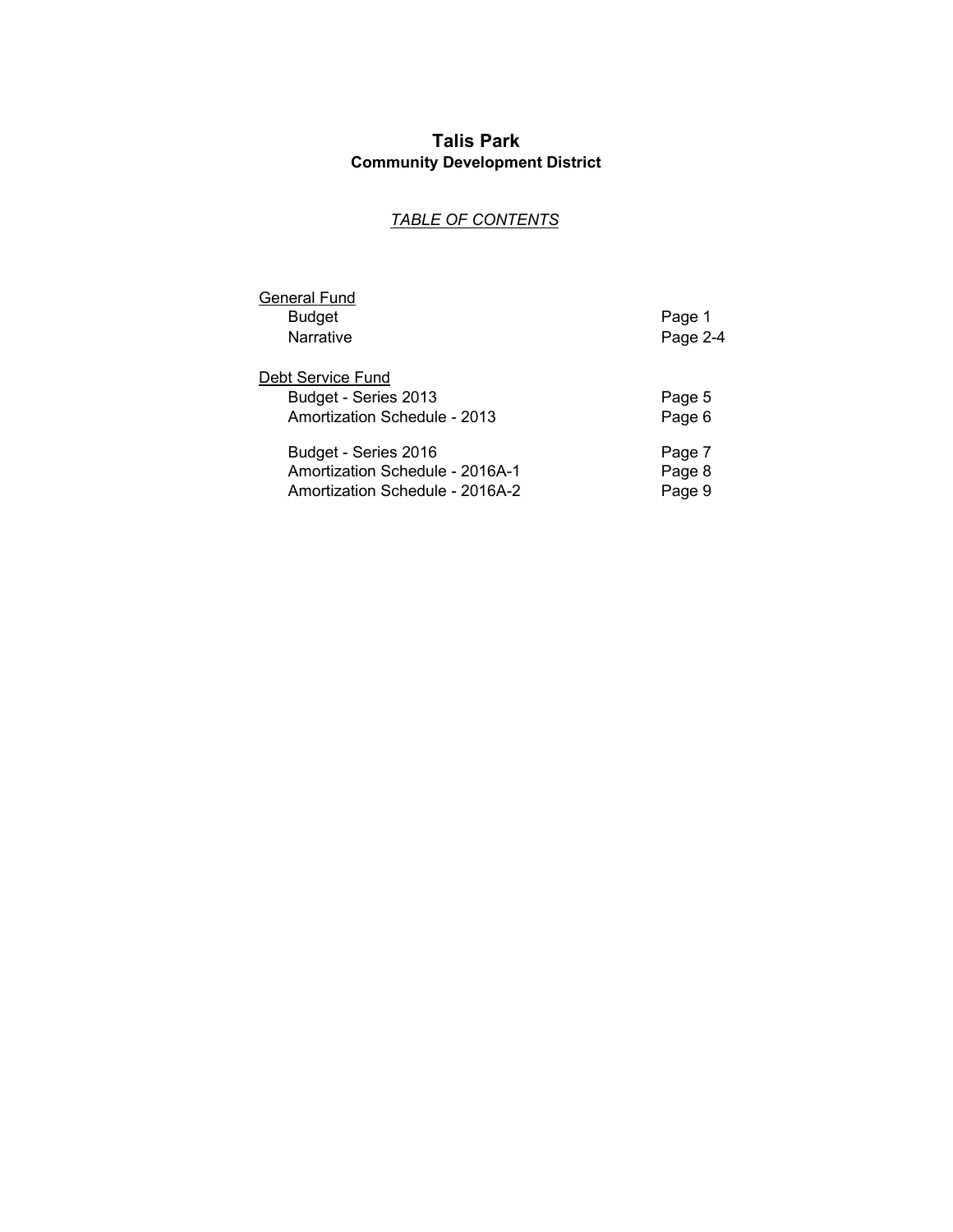# Talis Park

## Community Development District

*TABLE OF CONTENTS*

| | |
|---|---|
| General Fund | |
| Budget | Page 1 |
| Narrative | Page 2-4 |
| | |
| Debt Service Fund | |
| Budget - Series 2013 | Page 5 |
| Amortization Schedule - 2013 | Page 6 |
| | |
| Budget - Series 2016 | Page 7 |
| Amortization Schedule - 2016A-1 | Page 8 |
| Amortization Schedule - 2016A-2 | Page 9 |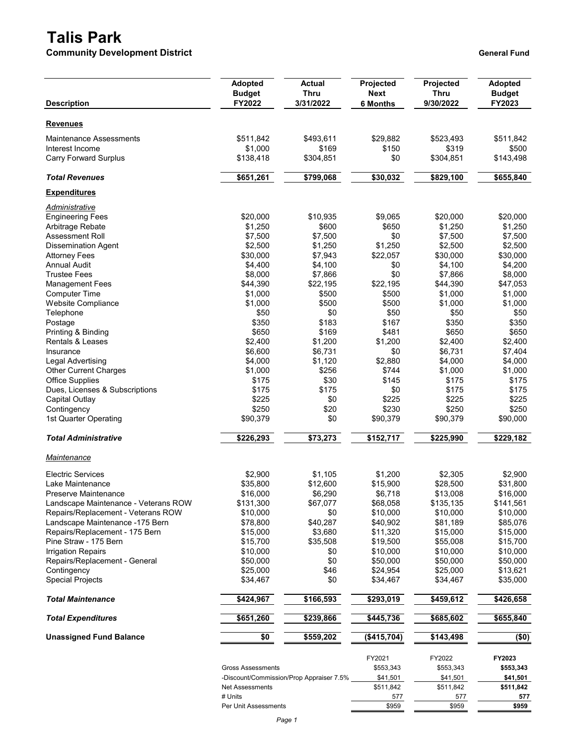# Talis Park

## Community Development District

**General Fund**

| Description | Adopted Budget FY2022 | Actual Thru 3/31/2022 | Projected Next 6 Months | Projected Thru 9/30/2022 | Adopted Budget FY2023 |
|---|---|---|---|---|---|
| **Revenues** | | | | | |
| Maintenance Assessments | $511,842 | $493,611 | $29,882 | $523,493 | $511,842 |
| Interest Income | $1,000 | $169 | $150 | $319 | $500 |
| Carry Forward Surplus | $138,418 | $304,851 | $0 | $304,851 | $143,498 |
| ***Total Revenues*** | **$651,261** | **$799,068** | **$30,032** | **$829,100** | **$655,840** |
| **Expenditures** | | | | | |
| *Administrative* | | | | | |
| Engineering Fees | $20,000 | $10,935 | $9,065 | $20,000 | $20,000 |
| Arbitrage Rebate | $1,250 | $600 | $650 | $1,250 | $1,250 |
| Assessment Roll | $7,500 | $7,500 | $0 | $7,500 | $7,500 |
| Dissemination Agent | $2,500 | $1,250 | $1,250 | $2,500 | $2,500 |
| Attorney Fees | $30,000 | $7,943 | $22,057 | $30,000 | $30,000 |
| Annual Audit | $4,400 | $4,100 | $0 | $4,100 | $4,200 |
| Trustee Fees | $8,000 | $7,866 | $0 | $7,866 | $8,000 |
| Management Fees | $44,390 | $22,195 | $22,195 | $44,390 | $47,053 |
| Computer Time | $1,000 | $500 | $500 | $1,000 | $1,000 |
| Website Compliance | $1,000 | $500 | $500 | $1,000 | $1,000 |
| Telephone | $50 | $0 | $50 | $50 | $50 |
| Postage | $350 | $183 | $167 | $350 | $350 |
| Printing & Binding | $650 | $169 | $481 | $650 | $650 |
| Rentals & Leases | $2,400 | $1,200 | $1,200 | $2,400 | $2,400 |
| Insurance | $6,600 | $6,731 | $0 | $6,731 | $7,404 |
| Legal Advertising | $4,000 | $1,120 | $2,880 | $4,000 | $4,000 |
| Other Current Charges | $1,000 | $256 | $744 | $1,000 | $1,000 |
| Office Supplies | $175 | $30 | $145 | $175 | $175 |
| Dues, Licenses & Subscriptions | $175 | $175 | $0 | $175 | $175 |
| Capital Outlay | $225 | $0 | $225 | $225 | $225 |
| Contingency | $250 | $20 | $230 | $250 | $250 |
| 1st Quarter Operating | $90,379 | $0 | $90,379 | $90,379 | $90,000 |
| ***Total Administrative*** | **$226,293** | **$73,273** | **$152,717** | **$225,990** | **$229,182** |
| *Maintenance* | | | | | |
| Electric Services | $2,900 | $1,105 | $1,200 | $2,305 | $2,900 |
| Lake Maintenance | $35,800 | $12,600 | $15,900 | $28,500 | $31,800 |
| Preserve Maintenance | $16,000 | $6,290 | $6,718 | $13,008 | $16,000 |
| Landscape Maintenance - Veterans ROW | $131,300 | $67,077 | $68,058 | $135,135 | $141,561 |
| Repairs/Replacement - Veterans ROW | $10,000 | $0 | $10,000 | $10,000 | $10,000 |
| Landscape Maintenance -175 Bern | $78,800 | $40,287 | $40,902 | $81,189 | $85,076 |
| Repairs/Replacement - 175 Bern | $15,000 | $3,680 | $11,320 | $15,000 | $15,000 |
| Pine Straw - 175 Bern | $15,700 | $35,508 | $19,500 | $55,008 | $15,700 |
| Irrigation Repairs | $10,000 | $0 | $10,000 | $10,000 | $10,000 |
| Repairs/Replacement - General | $50,000 | $0 | $50,000 | $50,000 | $50,000 |
| Contingency | $25,000 | $46 | $24,954 | $25,000 | $13,621 |
| Special Projects | $34,467 | $0 | $34,467 | $34,467 | $35,000 |
| ***Total Maintenance*** | **$424,967** | **$166,593** | **$293,019** | **$459,612** | **$426,658** |
| ***Total Expenditures*** | **$651,260** | **$239,866** | **$445,736** | **$685,602** | **$655,840** |
| **Unassigned Fund Balance** | **$0** | **$559,202** | **($415,704)** | **$143,498** | **($0)** |

| | FY2021 | FY2022 | FY2023 |
|---|---|---|---|
| Gross Assessments | $553,343 | $553,343 | **$553,343** |
| -Discount/Commission/Prop Appraiser 7.5% | $41,501 | $41,501 | **$41,501** |
| Net Assessments | $511,842 | $511,842 | **$511,842** |
| # Units | 577 | 577 | **577** |
| Per Unit Assessments | $959 | $959 | **$959** |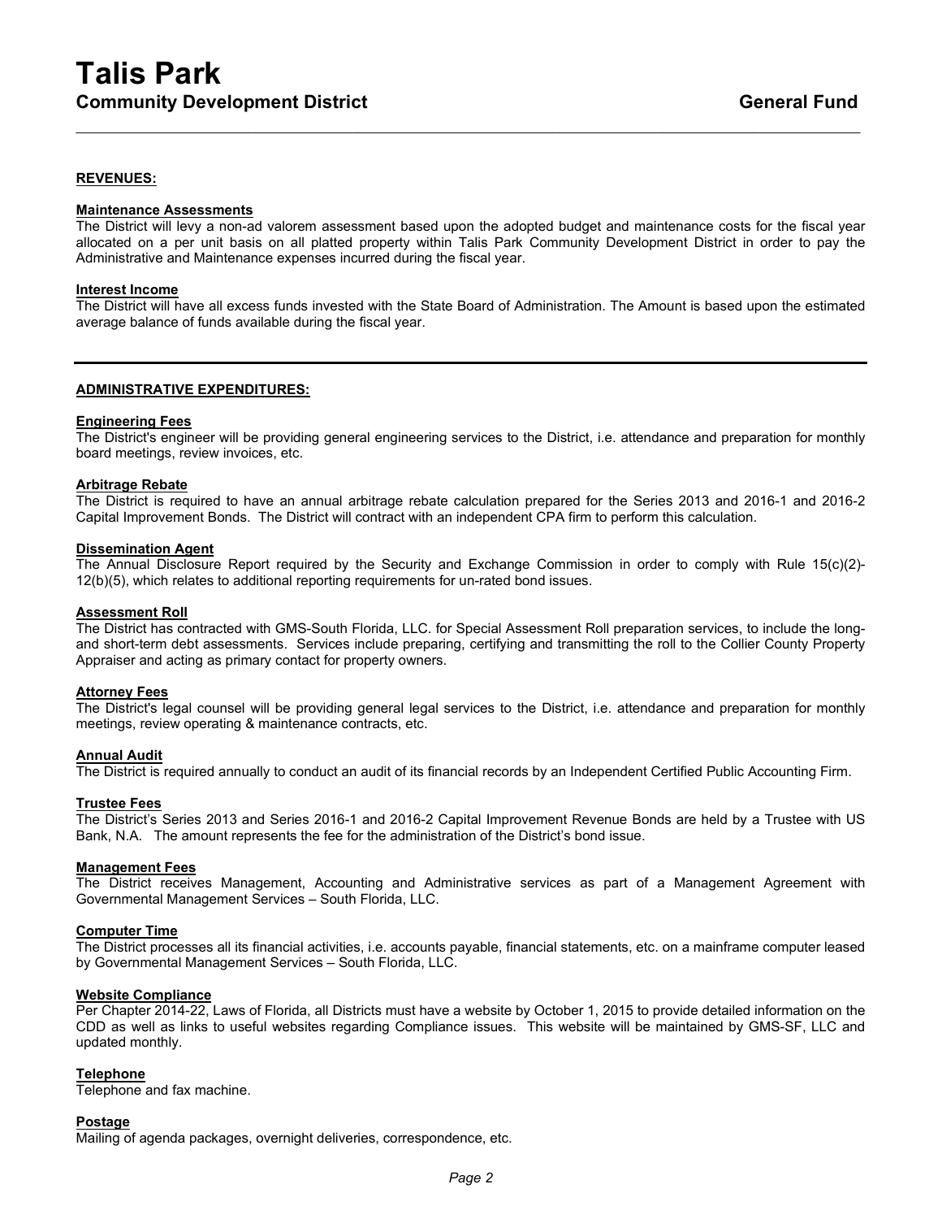# Talis Park

## Community Development District

**General Fund**

---

**REVENUES:**

**Maintenance Assessments**

The District will levy a non-ad valorem assessment based upon the adopted budget and maintenance costs for the fiscal year allocated on a per unit basis on all platted property within Talis Park Community Development District in order to pay the Administrative and Maintenance expenses incurred during the fiscal year.

**Interest Income**

The District will have all excess funds invested with the State Board of Administration. The Amount is based upon the estimated average balance of funds available during the fiscal year.

---

**ADMINISTRATIVE EXPENDITURES:**

**Engineering Fees**

The District's engineer will be providing general engineering services to the District, i.e. attendance and preparation for monthly board meetings, review invoices, etc.

**Arbitrage Rebate**

The District is required to have an annual arbitrage rebate calculation prepared for the Series 2013 and 2016-1 and 2016-2 Capital Improvement Bonds. The District will contract with an independent CPA firm to perform this calculation.

**Dissemination Agent**

The Annual Disclosure Report required by the Security and Exchange Commission in order to comply with Rule 15(c)(2)-12(b)(5), which relates to additional reporting requirements for un-rated bond issues.

**Assessment Roll**

The District has contracted with GMS-South Florida, LLC. for Special Assessment Roll preparation services, to include the long- and short-term debt assessments. Services include preparing, certifying and transmitting the roll to the Collier County Property Appraiser and acting as primary contact for property owners.

**Attorney Fees**

The District's legal counsel will be providing general legal services to the District, i.e. attendance and preparation for monthly meetings, review operating & maintenance contracts, etc.

**Annual Audit**

The District is required annually to conduct an audit of its financial records by an Independent Certified Public Accounting Firm.

**Trustee Fees**

The District's Series 2013 and Series 2016-1 and 2016-2 Capital Improvement Revenue Bonds are held by a Trustee with US Bank, N.A. The amount represents the fee for the administration of the District's bond issue.

**Management Fees**

The District receives Management, Accounting and Administrative services as part of a Management Agreement with Governmental Management Services – South Florida, LLC.

**Computer Time**

The District processes all its financial activities, i.e. accounts payable, financial statements, etc. on a mainframe computer leased by Governmental Management Services – South Florida, LLC.

**Website Compliance**

Per Chapter 2014-22, Laws of Florida, all Districts must have a website by October 1, 2015 to provide detailed information on the CDD as well as links to useful websites regarding Compliance issues. This website will be maintained by GMS-SF, LLC and updated monthly.

**Telephone**

Telephone and fax machine.

**Postage**

Mailing of agenda packages, overnight deliveries, correspondence, etc.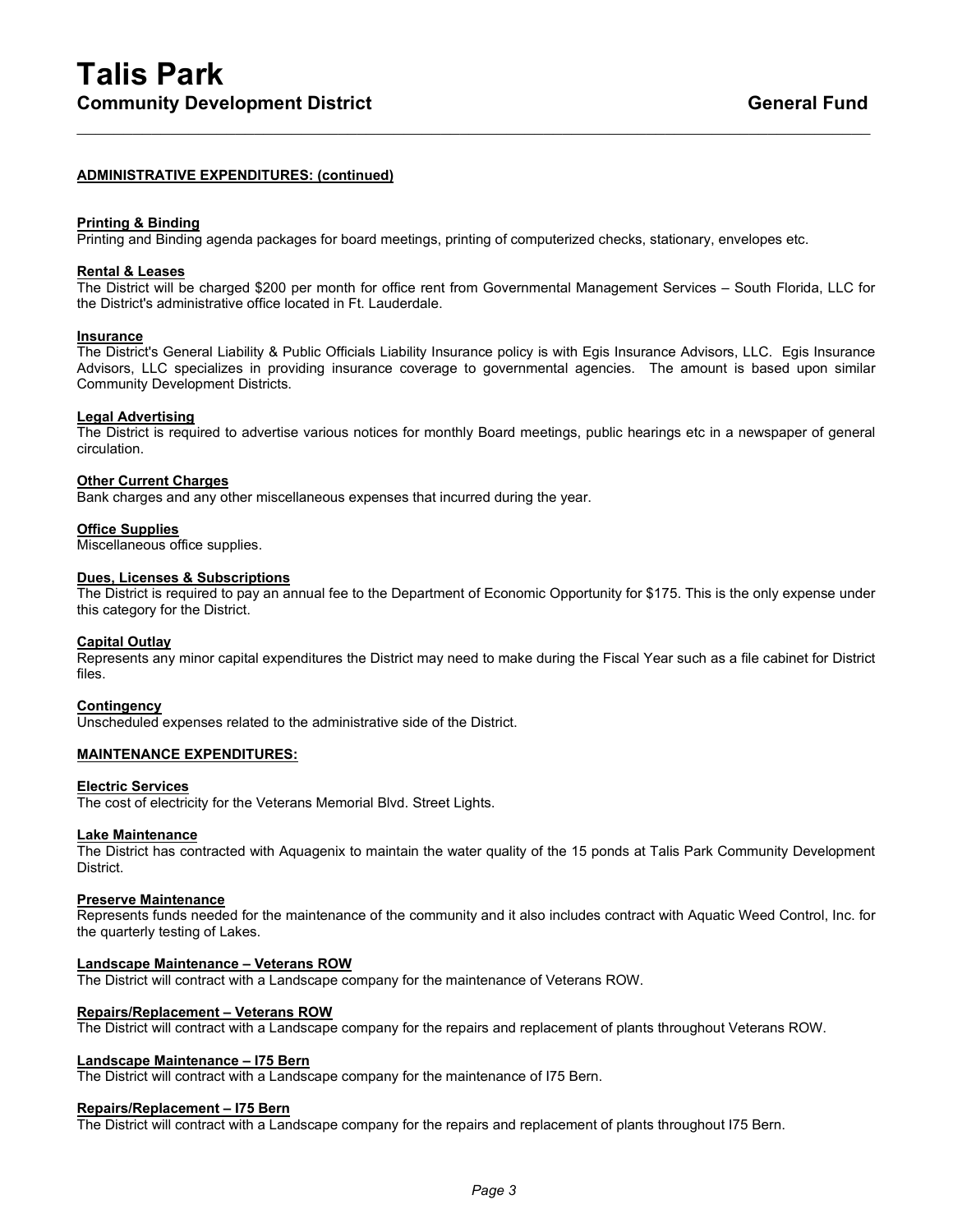# Talis Park

## Community Development District — General Fund

**ADMINISTRATIVE EXPENDITURES: (continued)**

**Printing & Binding**
Printing and Binding agenda packages for board meetings, printing of computerized checks, stationary, envelopes etc.

**Rental & Leases**
The District will be charged $200 per month for office rent from Governmental Management Services – South Florida, LLC for the District's administrative office located in Ft. Lauderdale.

**Insurance**
The District's General Liability & Public Officials Liability Insurance policy is with Egis Insurance Advisors, LLC. Egis Insurance Advisors, LLC specializes in providing insurance coverage to governmental agencies. The amount is based upon similar Community Development Districts.

**Legal Advertising**
The District is required to advertise various notices for monthly Board meetings, public hearings etc in a newspaper of general circulation.

**Other Current Charges**
Bank charges and any other miscellaneous expenses that incurred during the year.

**Office Supplies**
Miscellaneous office supplies.

**Dues, Licenses & Subscriptions**
The District is required to pay an annual fee to the Department of Economic Opportunity for $175. This is the only expense under this category for the District.

**Capital Outlay**
Represents any minor capital expenditures the District may need to make during the Fiscal Year such as a file cabinet for District files.

**Contingency**
Unscheduled expenses related to the administrative side of the District.

**MAINTENANCE EXPENDITURES:**

**Electric Services**
The cost of electricity for the Veterans Memorial Blvd. Street Lights.

**Lake Maintenance**
The District has contracted with Aquagenix to maintain the water quality of the 15 ponds at Talis Park Community Development District.

**Preserve Maintenance**
Represents funds needed for the maintenance of the community and it also includes contract with Aquatic Weed Control, Inc. for the quarterly testing of Lakes.

**Landscape Maintenance – Veterans ROW**
The District will contract with a Landscape company for the maintenance of Veterans ROW.

**Repairs/Replacement – Veterans ROW**
The District will contract with a Landscape company for the repairs and replacement of plants throughout Veterans ROW.

**Landscape Maintenance – I75 Bern**
The District will contract with a Landscape company for the maintenance of I75 Bern.

**Repairs/Replacement – I75 Bern**
The District will contract with a Landscape company for the repairs and replacement of plants throughout I75 Bern.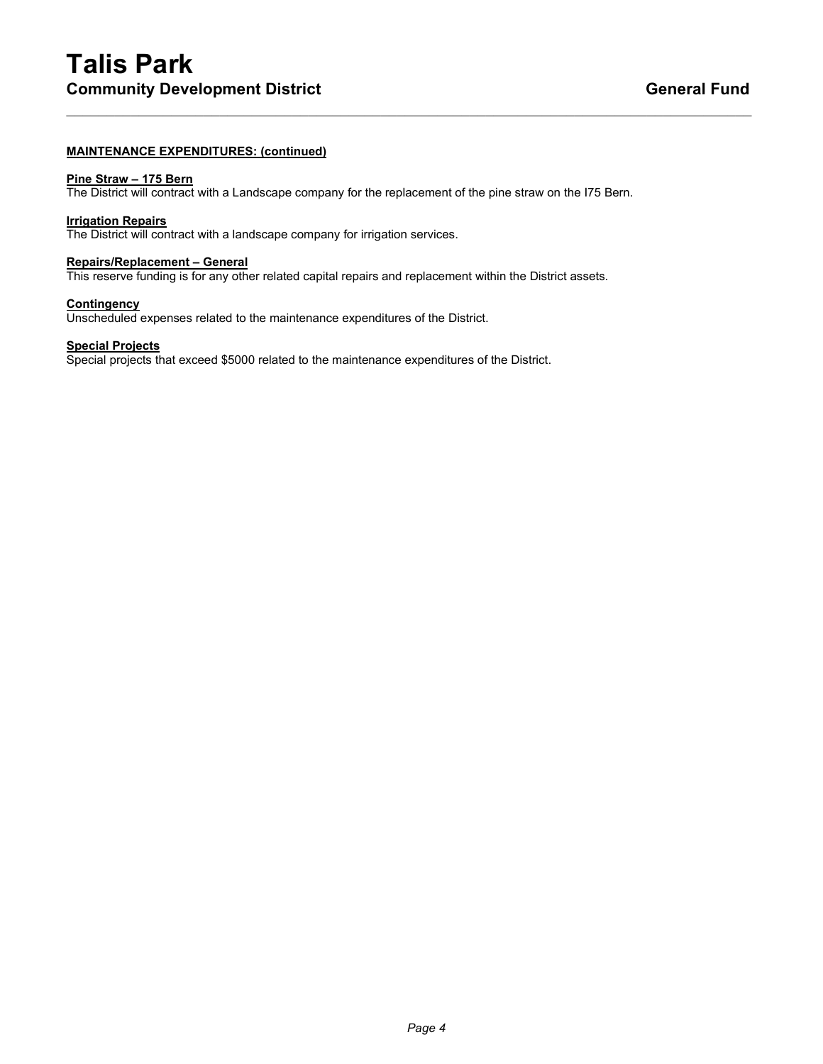**MAINTENANCE EXPENDITURES: (continued)**

**Pine Straw – 175 Bern**
The District will contract with a Landscape company for the replacement of the pine straw on the I75 Bern.

**Irrigation Repairs**
The District will contract with a landscape company for irrigation services.

**Repairs/Replacement – General**
This reserve funding is for any other related capital repairs and replacement within the District assets.

**Contingency**
Unscheduled expenses related to the maintenance expenditures of the District.

**Special Projects**
Special projects that exceed $5000 related to the maintenance expenditures of the District.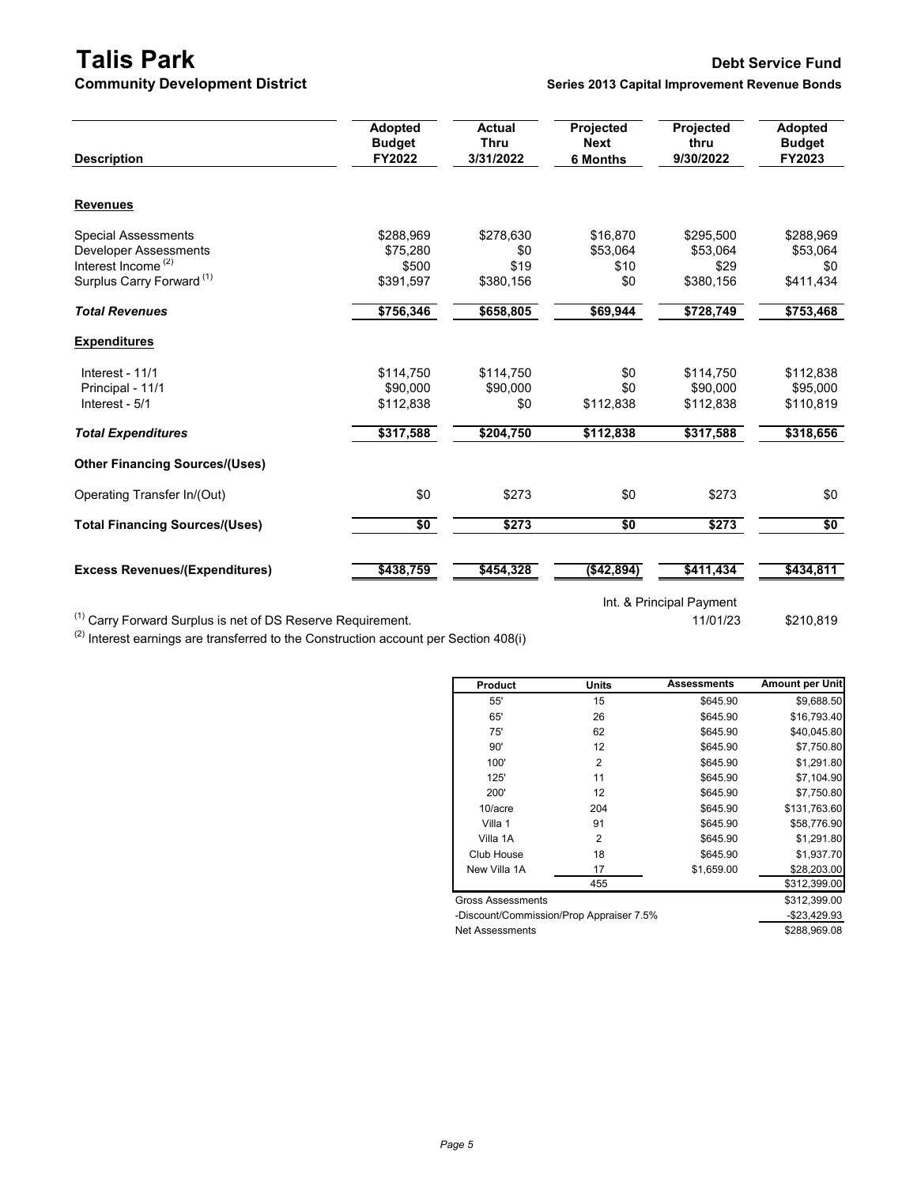# Talis Park

**Community Development District**

**Debt Service Fund**

**Series 2013 Capital Improvement Revenue Bonds**

| Description | Adopted Budget FY2022 | Actual Thru 3/31/2022 | Projected Next 6 Months | Projected thru 9/30/2022 | Adopted Budget FY2023 |
|---|---|---|---|---|---|
| **Revenues** | | | | | |
| Special Assessments | $288,969 | $278,630 | $16,870 | $295,500 | $288,969 |
| Developer Assessments | $75,280 | $0 | $53,064 | $53,064 | $53,064 |
| Interest Income [(2)] | $500 | $19 | $10 | $29 | $0 |
| Surplus Carry Forward [(1)] | $391,597 | $380,156 | $0 | $380,156 | $411,434 |
| ***Total Revenues*** | **$756,346** | **$658,805** | **$69,944** | **$728,749** | **$753,468** |
| **Expenditures** | | | | | |
| Interest - 11/1 | $114,750 | $114,750 | $0 | $114,750 | $112,838 |
| Principal - 11/1 | $90,000 | $90,000 | $0 | $90,000 | $95,000 |
| Interest - 5/1 | $112,838 | $0 | $112,838 | $112,838 | $110,819 |
| ***Total Expenditures*** | **$317,588** | **$204,750** | **$112,838** | **$317,588** | **$318,656** |
| **Other Financing Sources/(Uses)** | | | | | |
| Operating Transfer In/(Out) | $0 | $273 | $0 | $273 | $0 |
| **Total Financing Sources/(Uses)** | **$0** | **$273** | **$0** | **$273** | **$0** |
| **Excess Revenues/(Expenditures)** | **$438,759** | **$454,328** | **($42,894)** | **$411,434** | **$434,811** |

Int. & Principal Payment 11/01/23: $210,819

[(1)] Carry Forward Surplus is net of DS Reserve Requirement.

[(2)] Interest earnings are transferred to the Construction account per Section 408(i)

| Product | Units | Assessments | Amount per Unit |
|---|---|---|---|
| 55' | 15 | $645.90 | $9,688.50 |
| 65' | 26 | $645.90 | $16,793.40 |
| 75' | 62 | $645.90 | $40,045.80 |
| 90' | 12 | $645.90 | $7,750.80 |
| 100' | 2 | $645.90 | $1,291.80 |
| 125' | 11 | $645.90 | $7,104.90 |
| 200' | 12 | $645.90 | $7,750.80 |
| 10/acre | 204 | $645.90 | $131,763.60 |
| Villa 1 | 91 | $645.90 | $58,776.90 |
| Villa 1A | 2 | $645.90 | $1,291.80 |
| Club House | 18 | $645.90 | $1,937.70 |
| New Villa 1A | 17 | $1,659.00 | $28,203.00 |
| | 455 | | $312,399.00 |
| Gross Assessments | | | $312,399.00 |
| -Discount/Commission/Prop Appraiser 7.5% | | | -$23,429.93 |
| Net Assessments | | | $288,969.08 |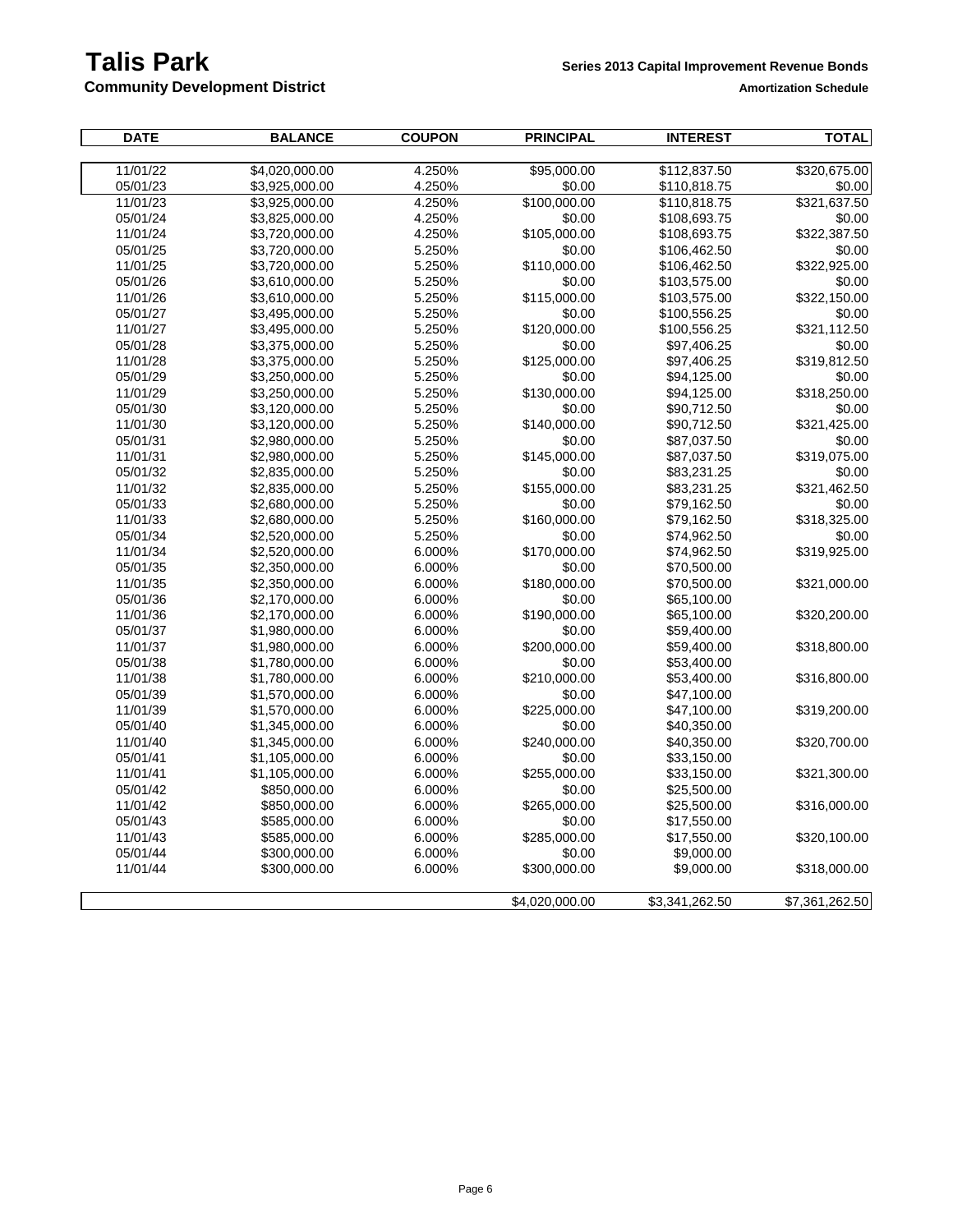# Talis Park

## Community Development District

**Series 2013 Capital Improvement Revenue Bonds**

**Amortization Schedule**

| DATE | BALANCE | COUPON | PRINCIPAL | INTEREST | TOTAL |
|---|---|---|---|---|---|
| 11/01/22 | $4,020,000.00 | 4.250% | $95,000.00 | $112,837.50 | $320,675.00 |
| 05/01/23 | $3,925,000.00 | 4.250% | $0.00 | $110,818.75 | $0.00 |
| 11/01/23 | $3,925,000.00 | 4.250% | $100,000.00 | $110,818.75 | $321,637.50 |
| 05/01/24 | $3,825,000.00 | 4.250% | $0.00 | $108,693.75 | $0.00 |
| 11/01/24 | $3,720,000.00 | 4.250% | $105,000.00 | $108,693.75 | $322,387.50 |
| 05/01/25 | $3,720,000.00 | 5.250% | $0.00 | $106,462.50 | $0.00 |
| 11/01/25 | $3,720,000.00 | 5.250% | $110,000.00 | $106,462.50 | $322,925.00 |
| 05/01/26 | $3,610,000.00 | 5.250% | $0.00 | $103,575.00 | $0.00 |
| 11/01/26 | $3,610,000.00 | 5.250% | $115,000.00 | $103,575.00 | $322,150.00 |
| 05/01/27 | $3,495,000.00 | 5.250% | $0.00 | $100,556.25 | $0.00 |
| 11/01/27 | $3,495,000.00 | 5.250% | $120,000.00 | $100,556.25 | $321,112.50 |
| 05/01/28 | $3,375,000.00 | 5.250% | $0.00 | $97,406.25 | $0.00 |
| 11/01/28 | $3,375,000.00 | 5.250% | $125,000.00 | $97,406.25 | $319,812.50 |
| 05/01/29 | $3,250,000.00 | 5.250% | $0.00 | $94,125.00 | $0.00 |
| 11/01/29 | $3,250,000.00 | 5.250% | $130,000.00 | $94,125.00 | $318,250.00 |
| 05/01/30 | $3,120,000.00 | 5.250% | $0.00 | $90,712.50 | $0.00 |
| 11/01/30 | $3,120,000.00 | 5.250% | $140,000.00 | $90,712.50 | $321,425.00 |
| 05/01/31 | $2,980,000.00 | 5.250% | $0.00 | $87,037.50 | $0.00 |
| 11/01/31 | $2,980,000.00 | 5.250% | $145,000.00 | $87,037.50 | $319,075.00 |
| 05/01/32 | $2,835,000.00 | 5.250% | $0.00 | $83,231.25 | $0.00 |
| 11/01/32 | $2,835,000.00 | 5.250% | $155,000.00 | $83,231.25 | $321,462.50 |
| 05/01/33 | $2,680,000.00 | 5.250% | $0.00 | $79,162.50 | $0.00 |
| 11/01/33 | $2,680,000.00 | 5.250% | $160,000.00 | $79,162.50 | $318,325.00 |
| 05/01/34 | $2,520,000.00 | 5.250% | $0.00 | $74,962.50 | $0.00 |
| 11/01/34 | $2,520,000.00 | 6.000% | $170,000.00 | $74,962.50 | $319,925.00 |
| 05/01/35 | $2,350,000.00 | 6.000% | $0.00 | $70,500.00 | |
| 11/01/35 | $2,350,000.00 | 6.000% | $180,000.00 | $70,500.00 | $321,000.00 |
| 05/01/36 | $2,170,000.00 | 6.000% | $0.00 | $65,100.00 | |
| 11/01/36 | $2,170,000.00 | 6.000% | $190,000.00 | $65,100.00 | $320,200.00 |
| 05/01/37 | $1,980,000.00 | 6.000% | $0.00 | $59,400.00 | |
| 11/01/37 | $1,980,000.00 | 6.000% | $200,000.00 | $59,400.00 | $318,800.00 |
| 05/01/38 | $1,780,000.00 | 6.000% | $0.00 | $53,400.00 | |
| 11/01/38 | $1,780,000.00 | 6.000% | $210,000.00 | $53,400.00 | $316,800.00 |
| 05/01/39 | $1,570,000.00 | 6.000% | $0.00 | $47,100.00 | |
| 11/01/39 | $1,570,000.00 | 6.000% | $225,000.00 | $47,100.00 | $319,200.00 |
| 05/01/40 | $1,345,000.00 | 6.000% | $0.00 | $40,350.00 | |
| 11/01/40 | $1,345,000.00 | 6.000% | $240,000.00 | $40,350.00 | $320,700.00 |
| 05/01/41 | $1,105,000.00 | 6.000% | $0.00 | $33,150.00 | |
| 11/01/41 | $1,105,000.00 | 6.000% | $255,000.00 | $33,150.00 | $321,300.00 |
| 05/01/42 | $850,000.00 | 6.000% | $0.00 | $25,500.00 | |
| 11/01/42 | $850,000.00 | 6.000% | $265,000.00 | $25,500.00 | $316,000.00 |
| 05/01/43 | $585,000.00 | 6.000% | $0.00 | $17,550.00 | |
| 11/01/43 | $585,000.00 | 6.000% | $285,000.00 | $17,550.00 | $320,100.00 |
| 05/01/44 | $300,000.00 | 6.000% | $0.00 | $9,000.00 | |
| 11/01/44 | $300,000.00 | 6.000% | $300,000.00 | $9,000.00 | $318,000.00 |
| | | | $4,020,000.00 | $3,341,262.50 | $7,361,262.50 |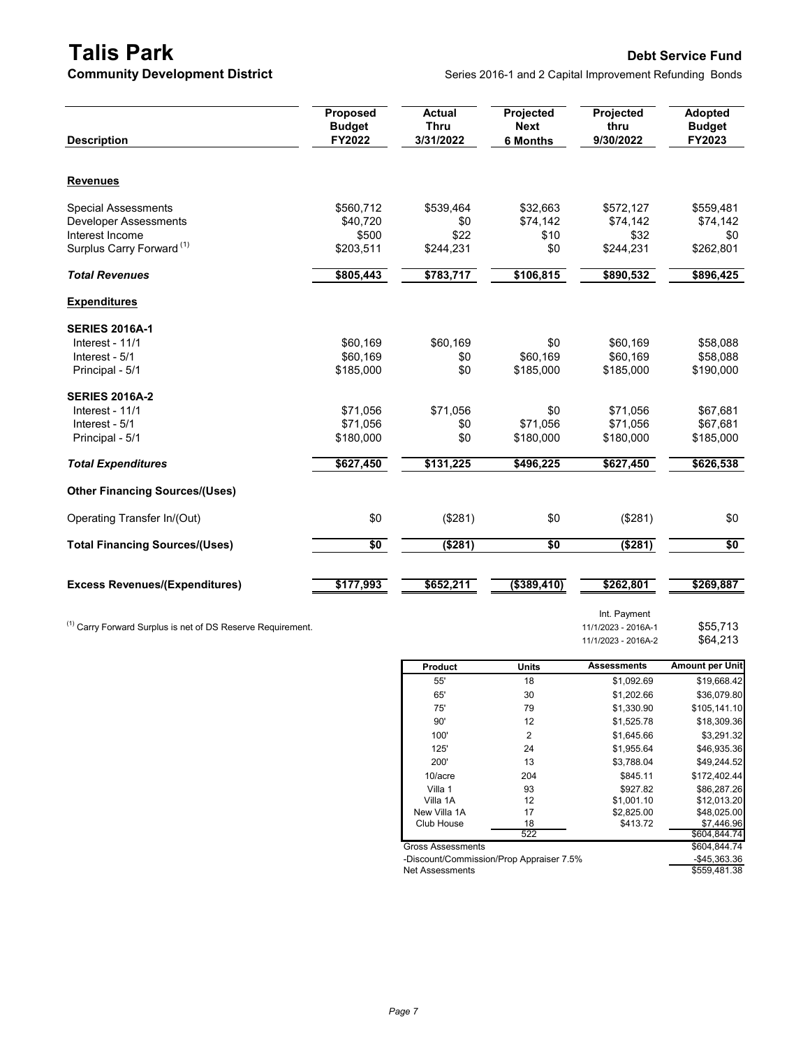# Talis Park

**Community Development District**

## Debt Service Fund

Series 2016-1 and 2 Capital Improvement Refunding Bonds

| Description | Proposed Budget FY2022 | Actual Thru 3/31/2022 | Projected Next 6 Months | Projected thru 9/30/2022 | Adopted Budget FY2023 |
|---|---|---|---|---|---|
| **Revenues** | | | | | |
| Special Assessments | $560,712 | $539,464 | $32,663 | $572,127 | $559,481 |
| Developer Assessments | $40,720 | $0 | $74,142 | $74,142 | $74,142 |
| Interest Income | $500 | $22 | $10 | $32 | $0 |
| Surplus Carry Forward [(1)] | $203,511 | $244,231 | $0 | $244,231 | $262,801 |
| ***Total Revenues*** | **$805,443** | **$783,717** | **$106,815** | **$890,532** | **$896,425** |
| **Expenditures** | | | | | |
| **SERIES 2016A-1** | | | | | |
| Interest - 11/1 | $60,169 | $60,169 | $0 | $60,169 | $58,088 |
| Interest - 5/1 | $60,169 | $0 | $60,169 | $60,169 | $58,088 |
| Principal - 5/1 | $185,000 | $0 | $185,000 | $185,000 | $190,000 |
| **SERIES 2016A-2** | | | | | |
| Interest - 11/1 | $71,056 | $71,056 | $0 | $71,056 | $67,681 |
| Interest - 5/1 | $71,056 | $0 | $71,056 | $71,056 | $67,681 |
| Principal - 5/1 | $180,000 | $0 | $180,000 | $180,000 | $185,000 |
| ***Total Expenditures*** | **$627,450** | **$131,225** | **$496,225** | **$627,450** | **$626,538** |
| **Other Financing Sources/(Uses)** | | | | | |
| Operating Transfer In/(Out) | $0 | ($281) | $0 | ($281) | $0 |
| **Total Financing Sources/(Uses)** | **$0** | **($281)** | **$0** | **($281)** | **$0** |
| **Excess Revenues/(Expenditures)** | **$177,993** | **$652,211** | **($389,410)** | **$262,801** | **$269,887** |

| Int. Payment | |
|---|---|
| 11/1/2023 - 2016A-1 | $55,713 |
| 11/1/2023 - 2016A-2 | $64,213 |

[(1)] Carry Forward Surplus is net of DS Reserve Requirement.

| Product | Units | Assessments | Amount per Unit |
|---|---|---|---|
| 55' | 18 | $1,092.69 | $19,668.42 |
| 65' | 30 | $1,202.66 | $36,079.80 |
| 75' | 79 | $1,330.90 | $105,141.10 |
| 90' | 12 | $1,525.78 | $18,309.36 |
| 100' | 2 | $1,645.66 | $3,291.32 |
| 125' | 24 | $1,955.64 | $46,935.36 |
| 200' | 13 | $3,788.04 | $49,244.52 |
| 10/acre | 204 | $845.11 | $172,402.44 |
| Villa 1 | 93 | $927.82 | $86,287.26 |
| Villa 1A | 12 | $1,001.10 | $12,013.20 |
| New Villa 1A | 17 | $2,825.00 | $48,025.00 |
| Club House | 18 | $413.72 | $7,446.96 |
| | 522 | | $604,844.74 |
| Gross Assessments | | | $604,844.74 |
| -Discount/Commission/Prop Appraiser 7.5% | | | -$45,363.36 |
| Net Assessments | | | $559,481.38 |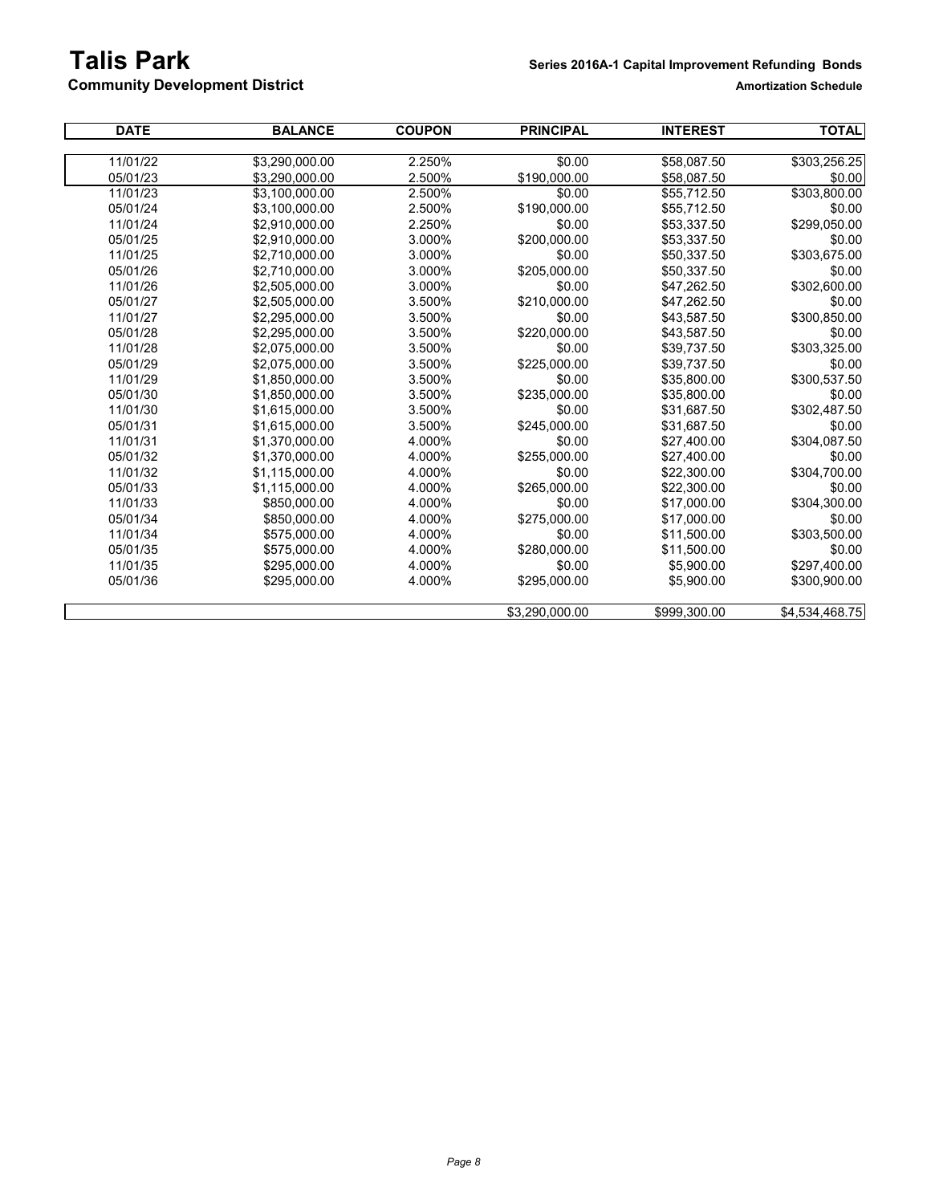# Talis Park

**Community Development District**

**Series 2016A-1 Capital Improvement Refunding Bonds**

**Amortization Schedule**

| DATE | BALANCE | COUPON | PRINCIPAL | INTEREST | TOTAL |
|---|---|---|---|---|---|
| 11/01/22 | $3,290,000.00 | 2.250% | $0.00 | $58,087.50 | $303,256.25 |
| 05/01/23 | $3,290,000.00 | 2.500% | $190,000.00 | $58,087.50 | $0.00 |
| 11/01/23 | $3,100,000.00 | 2.500% | $0.00 | $55,712.50 | $303,800.00 |
| 05/01/24 | $3,100,000.00 | 2.500% | $190,000.00 | $55,712.50 | $0.00 |
| 11/01/24 | $2,910,000.00 | 2.250% | $0.00 | $53,337.50 | $299,050.00 |
| 05/01/25 | $2,910,000.00 | 3.000% | $200,000.00 | $53,337.50 | $0.00 |
| 11/01/25 | $2,710,000.00 | 3.000% | $0.00 | $50,337.50 | $303,675.00 |
| 05/01/26 | $2,710,000.00 | 3.000% | $205,000.00 | $50,337.50 | $0.00 |
| 11/01/26 | $2,505,000.00 | 3.000% | $0.00 | $47,262.50 | $302,600.00 |
| 05/01/27 | $2,505,000.00 | 3.500% | $210,000.00 | $47,262.50 | $0.00 |
| 11/01/27 | $2,295,000.00 | 3.500% | $0.00 | $43,587.50 | $300,850.00 |
| 05/01/28 | $2,295,000.00 | 3.500% | $220,000.00 | $43,587.50 | $0.00 |
| 11/01/28 | $2,075,000.00 | 3.500% | $0.00 | $39,737.50 | $303,325.00 |
| 05/01/29 | $2,075,000.00 | 3.500% | $225,000.00 | $39,737.50 | $0.00 |
| 11/01/29 | $1,850,000.00 | 3.500% | $0.00 | $35,800.00 | $300,537.50 |
| 05/01/30 | $1,850,000.00 | 3.500% | $235,000.00 | $35,800.00 | $0.00 |
| 11/01/30 | $1,615,000.00 | 3.500% | $0.00 | $31,687.50 | $302,487.50 |
| 05/01/31 | $1,615,000.00 | 3.500% | $245,000.00 | $31,687.50 | $0.00 |
| 11/01/31 | $1,370,000.00 | 4.000% | $0.00 | $27,400.00 | $304,087.50 |
| 05/01/32 | $1,370,000.00 | 4.000% | $255,000.00 | $27,400.00 | $0.00 |
| 11/01/32 | $1,115,000.00 | 4.000% | $0.00 | $22,300.00 | $304,700.00 |
| 05/01/33 | $1,115,000.00 | 4.000% | $265,000.00 | $22,300.00 | $0.00 |
| 11/01/33 | $850,000.00 | 4.000% | $0.00 | $17,000.00 | $304,300.00 |
| 05/01/34 | $850,000.00 | 4.000% | $275,000.00 | $17,000.00 | $0.00 |
| 11/01/34 | $575,000.00 | 4.000% | $0.00 | $11,500.00 | $303,500.00 |
| 05/01/35 | $575,000.00 | 4.000% | $280,000.00 | $11,500.00 | $0.00 |
| 11/01/35 | $295,000.00 | 4.000% | $0.00 | $5,900.00 | $297,400.00 |
| 05/01/36 | $295,000.00 | 4.000% | $295,000.00 | $5,900.00 | $300,900.00 |
| | | | $3,290,000.00 | $999,300.00 | $4,534,468.75 |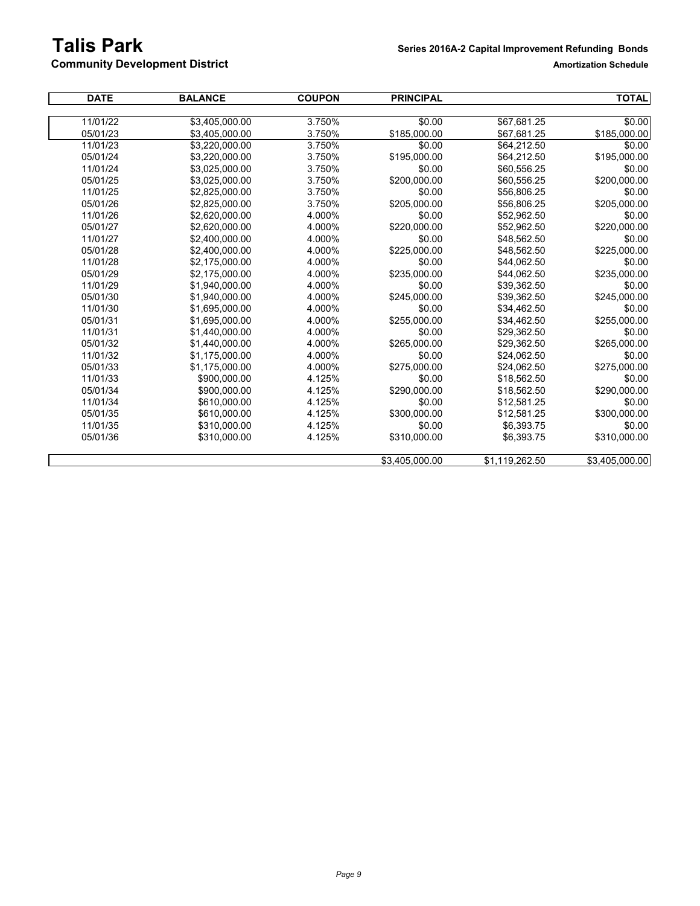# Talis Park

**Community Development District**

**Series 2016A-2 Capital Improvement Refunding Bonds**

**Amortization Schedule**

| DATE | BALANCE | COUPON | PRINCIPAL | | TOTAL |
|---|---|---|---|---|---|
| 11/01/22 | $3,405,000.00 | 3.750% | $0.00 | $67,681.25 | $0.00 |
| 05/01/23 | $3,405,000.00 | 3.750% | $185,000.00 | $67,681.25 | $185,000.00 |
| 11/01/23 | $3,220,000.00 | 3.750% | $0.00 | $64,212.50 | $0.00 |
| 05/01/24 | $3,220,000.00 | 3.750% | $195,000.00 | $64,212.50 | $195,000.00 |
| 11/01/24 | $3,025,000.00 | 3.750% | $0.00 | $60,556.25 | $0.00 |
| 05/01/25 | $3,025,000.00 | 3.750% | $200,000.00 | $60,556.25 | $200,000.00 |
| 11/01/25 | $2,825,000.00 | 3.750% | $0.00 | $56,806.25 | $0.00 |
| 05/01/26 | $2,825,000.00 | 3.750% | $205,000.00 | $56,806.25 | $205,000.00 |
| 11/01/26 | $2,620,000.00 | 4.000% | $0.00 | $52,962.50 | $0.00 |
| 05/01/27 | $2,620,000.00 | 4.000% | $220,000.00 | $52,962.50 | $220,000.00 |
| 11/01/27 | $2,400,000.00 | 4.000% | $0.00 | $48,562.50 | $0.00 |
| 05/01/28 | $2,400,000.00 | 4.000% | $225,000.00 | $48,562.50 | $225,000.00 |
| 11/01/28 | $2,175,000.00 | 4.000% | $0.00 | $44,062.50 | $0.00 |
| 05/01/29 | $2,175,000.00 | 4.000% | $235,000.00 | $44,062.50 | $235,000.00 |
| 11/01/29 | $1,940,000.00 | 4.000% | $0.00 | $39,362.50 | $0.00 |
| 05/01/30 | $1,940,000.00 | 4.000% | $245,000.00 | $39,362.50 | $245,000.00 |
| 11/01/30 | $1,695,000.00 | 4.000% | $0.00 | $34,462.50 | $0.00 |
| 05/01/31 | $1,695,000.00 | 4.000% | $255,000.00 | $34,462.50 | $255,000.00 |
| 11/01/31 | $1,440,000.00 | 4.000% | $0.00 | $29,362.50 | $0.00 |
| 05/01/32 | $1,440,000.00 | 4.000% | $265,000.00 | $29,362.50 | $265,000.00 |
| 11/01/32 | $1,175,000.00 | 4.000% | $0.00 | $24,062.50 | $0.00 |
| 05/01/33 | $1,175,000.00 | 4.000% | $275,000.00 | $24,062.50 | $275,000.00 |
| 11/01/33 | $900,000.00 | 4.125% | $0.00 | $18,562.50 | $0.00 |
| 05/01/34 | $900,000.00 | 4.125% | $290,000.00 | $18,562.50 | $290,000.00 |
| 11/01/34 | $610,000.00 | 4.125% | $0.00 | $12,581.25 | $0.00 |
| 05/01/35 | $610,000.00 | 4.125% | $300,000.00 | $12,581.25 | $300,000.00 |
| 11/01/35 | $310,000.00 | 4.125% | $0.00 | $6,393.75 | $0.00 |
| 05/01/36 | $310,000.00 | 4.125% | $310,000.00 | $6,393.75 | $310,000.00 |
| | | | $3,405,000.00 | $1,119,262.50 | $3,405,000.00 |